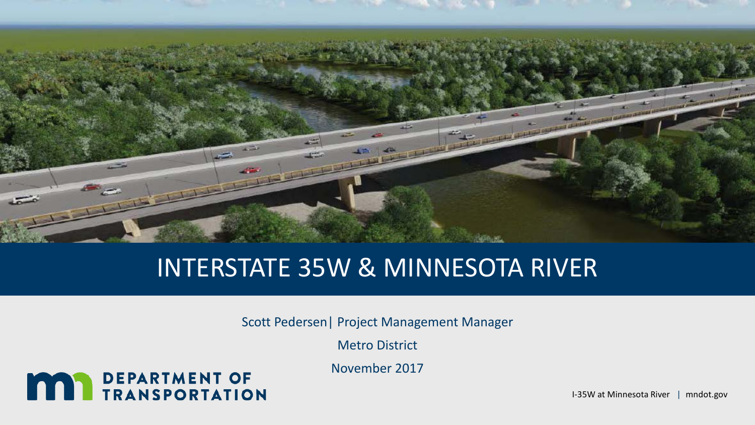# INTERSTATE 35W & MINNESOTA RIVER

Scott Pedersen| Project Management Manager

Metro District

November 2017

DEPARTMENT OF TRANSPORTATION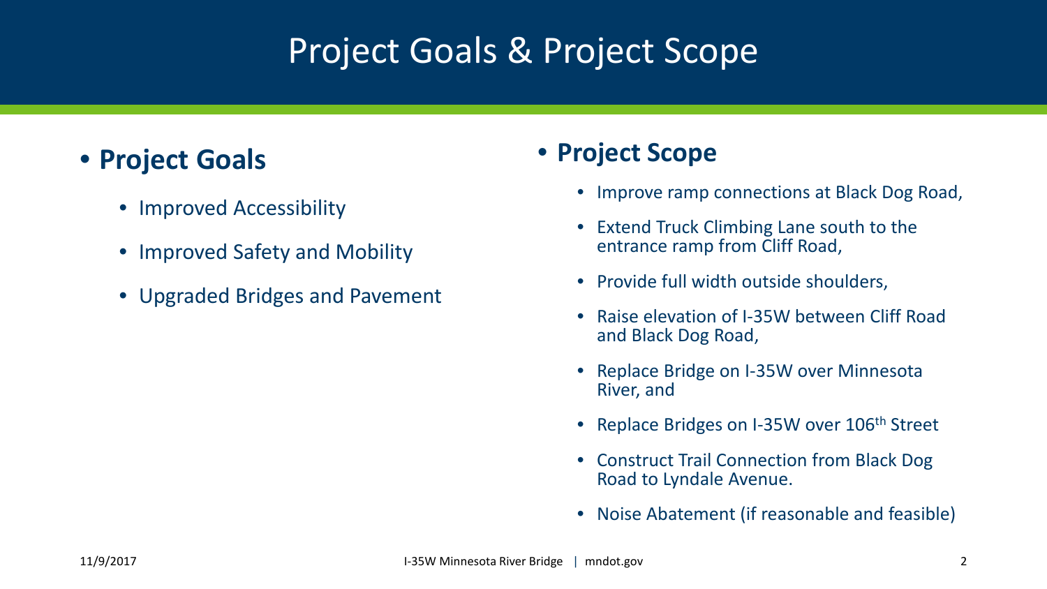# Project Goals & Project Scope

- **Project Goals**
  - Improved Accessibility
  - Improved Safety and Mobility
  - Upgraded Bridges and Pavement

- **Project Scope**
  - Improve ramp connections at Black Dog Road,
  - Extend Truck Climbing Lane south to the entrance ramp from Cliff Road,
  - Provide full width outside shoulders,
  - Raise elevation of I-35W between Cliff Road and Black Dog Road,
  - Replace Bridge on I-35W over Minnesota River, and
  - Replace Bridges on I-35W over 106th Street
  - Construct Trail Connection from Black Dog Road to Lyndale Avenue.
  - Noise Abatement (if reasonable and feasible)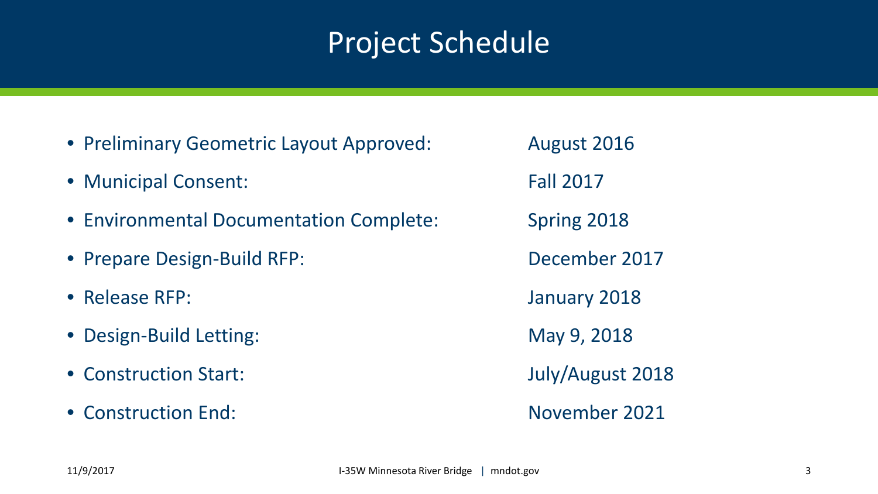# Project Schedule

- Preliminary Geometric Layout Approved: August 2016
- Municipal Consent: Fall 2017
- Environmental Documentation Complete: Spring 2018
- Prepare Design-Build RFP: December 2017
- Release RFP: January 2018
- Design-Build Letting: May 9, 2018
- Construction Start: July/August 2018
- Construction End: November 2021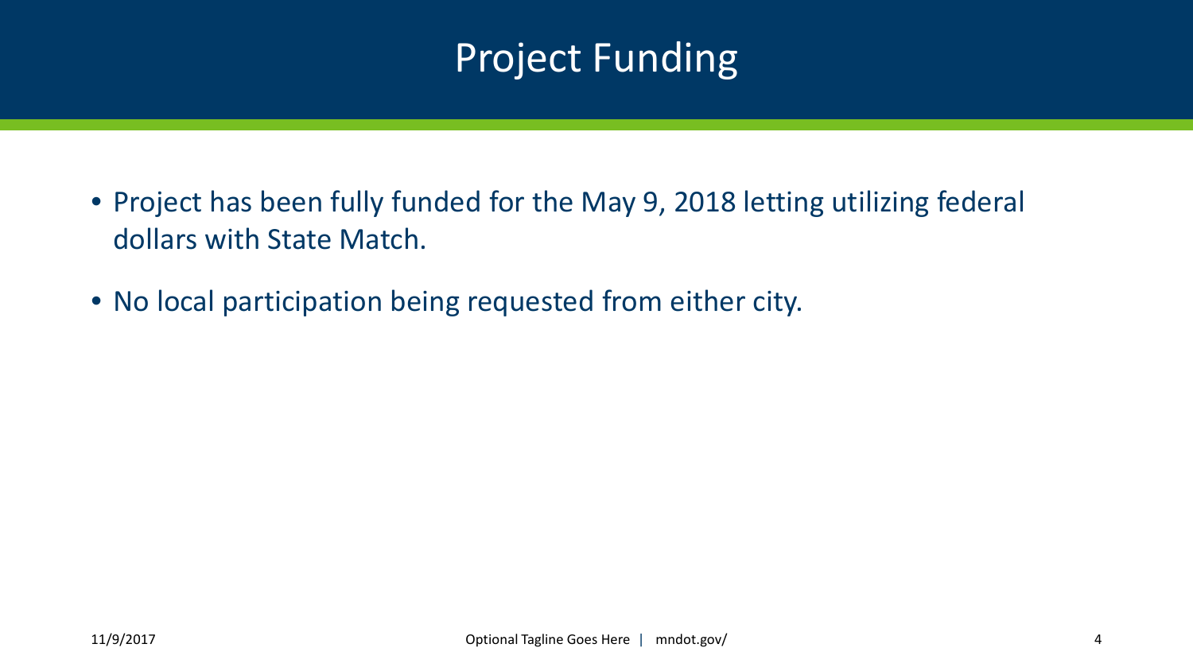# Project Funding

- Project has been fully funded for the May 9, 2018 letting utilizing federal dollars with State Match.
- No local participation being requested from either city.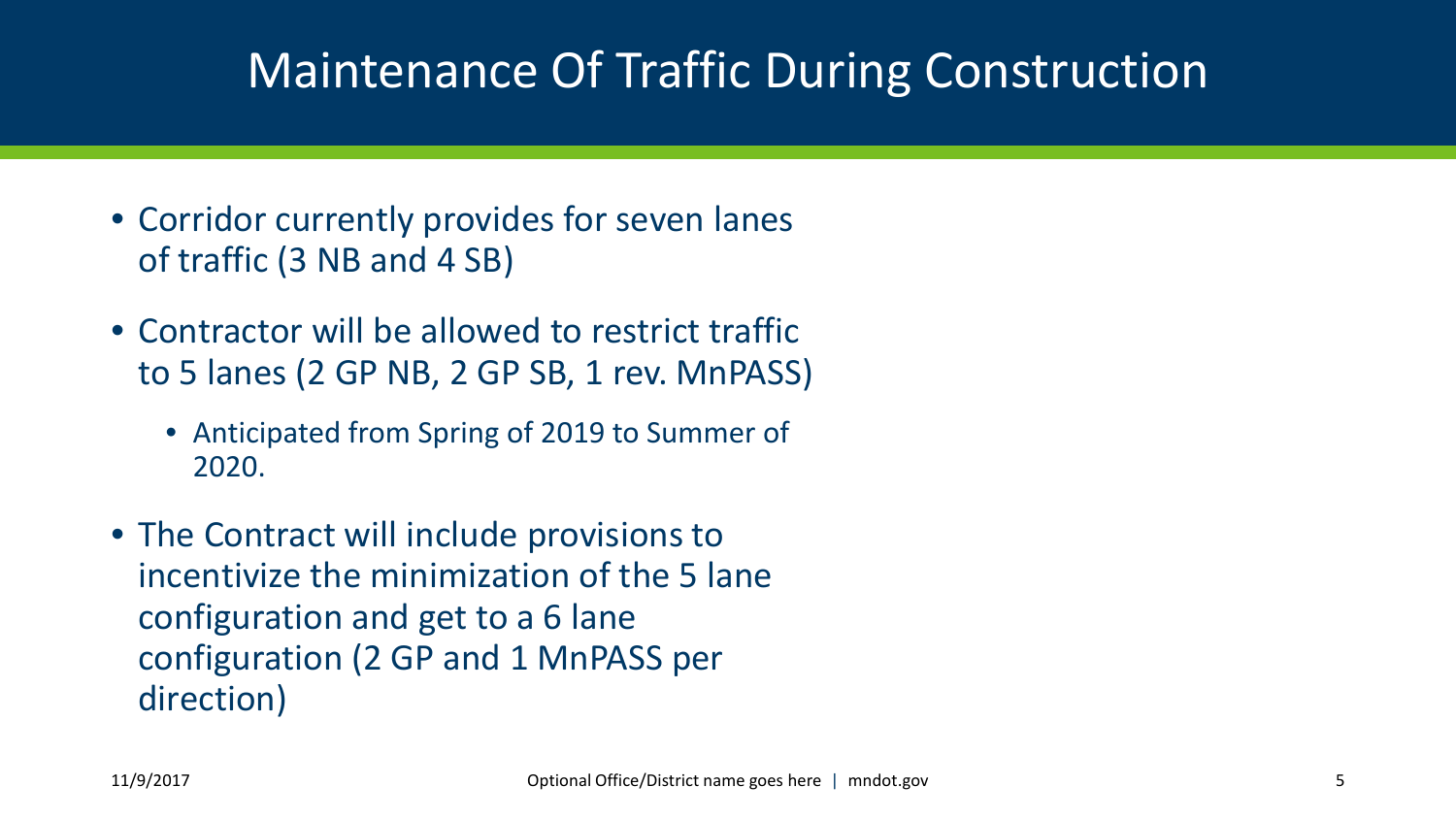# Maintenance Of Traffic During Construction

- Corridor currently provides for seven lanes of traffic (3 NB and 4 SB)
- Contractor will be allowed to restrict traffic to 5 lanes (2 GP NB, 2 GP SB, 1 rev. MnPASS)
  - Anticipated from Spring of 2019 to Summer of 2020.
- The Contract will include provisions to incentivize the minimization of the 5 lane configuration and get to a 6 lane configuration (2 GP and 1 MnPASS per direction)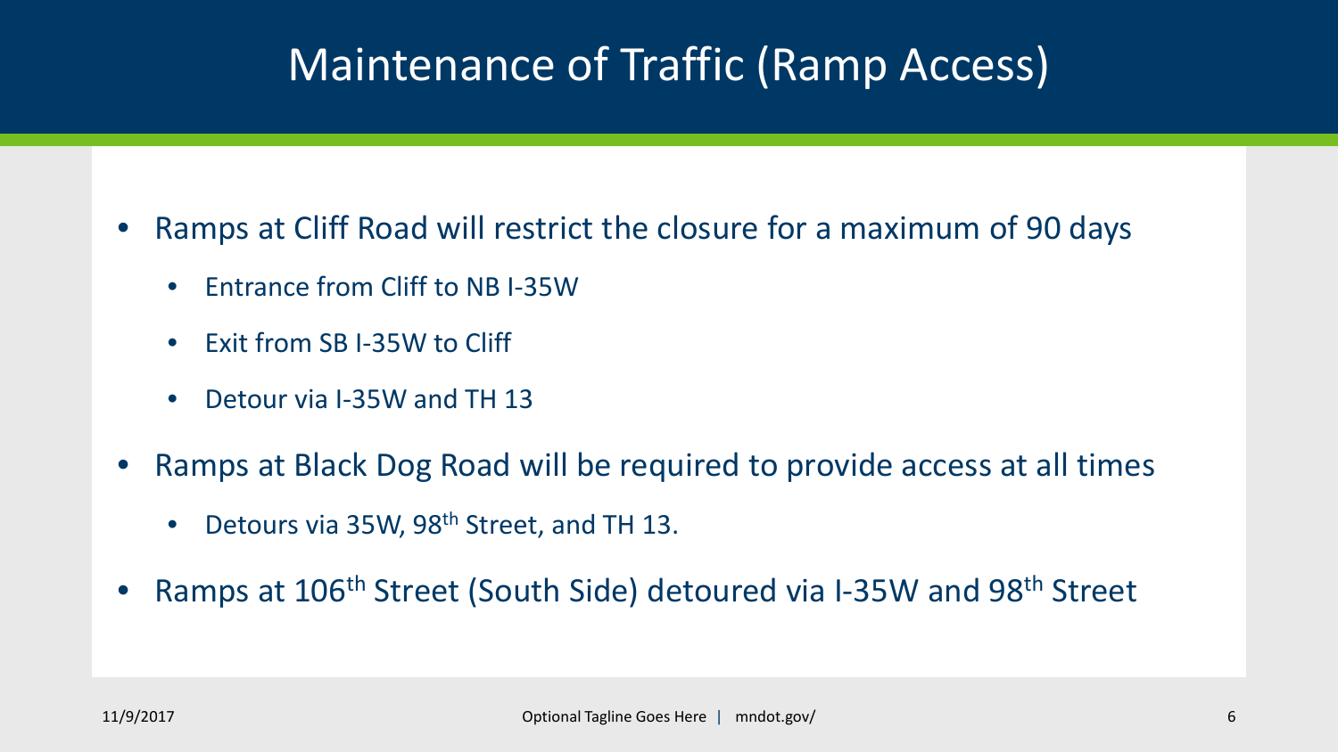# Maintenance of Traffic (Ramp Access)

- Ramps at Cliff Road will restrict the closure for a maximum of 90 days
  - Entrance from Cliff to NB I-35W
  - Exit from SB I-35W to Cliff
  - Detour via I-35W and TH 13
- Ramps at Black Dog Road will be required to provide access at all times
  - Detours via 35W, 98th Street, and TH 13.
- Ramps at 106th Street (South Side) detoured via I-35W and 98th Street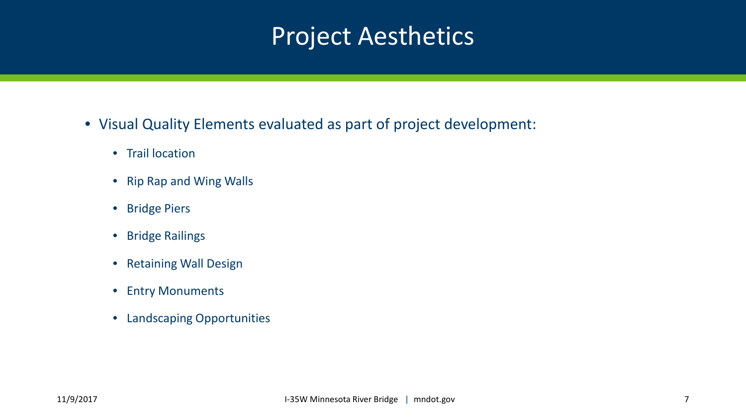# Project Aesthetics

- Visual Quality Elements evaluated as part of project development:
  - Trail location
  - Rip Rap and Wing Walls
  - Bridge Piers
  - Bridge Railings
  - Retaining Wall Design
  - Entry Monuments
  - Landscaping Opportunities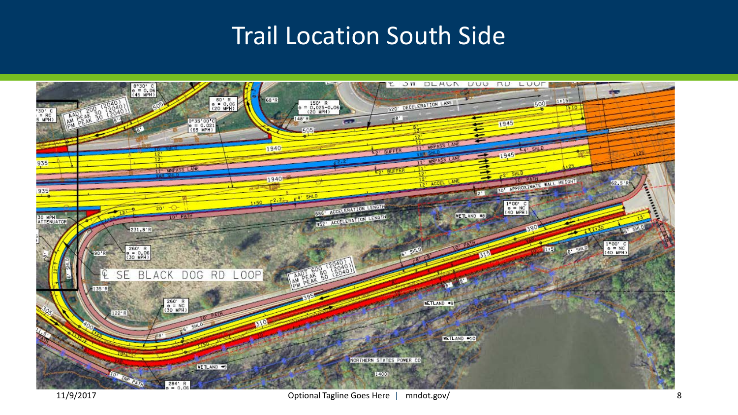# Trail Location South Side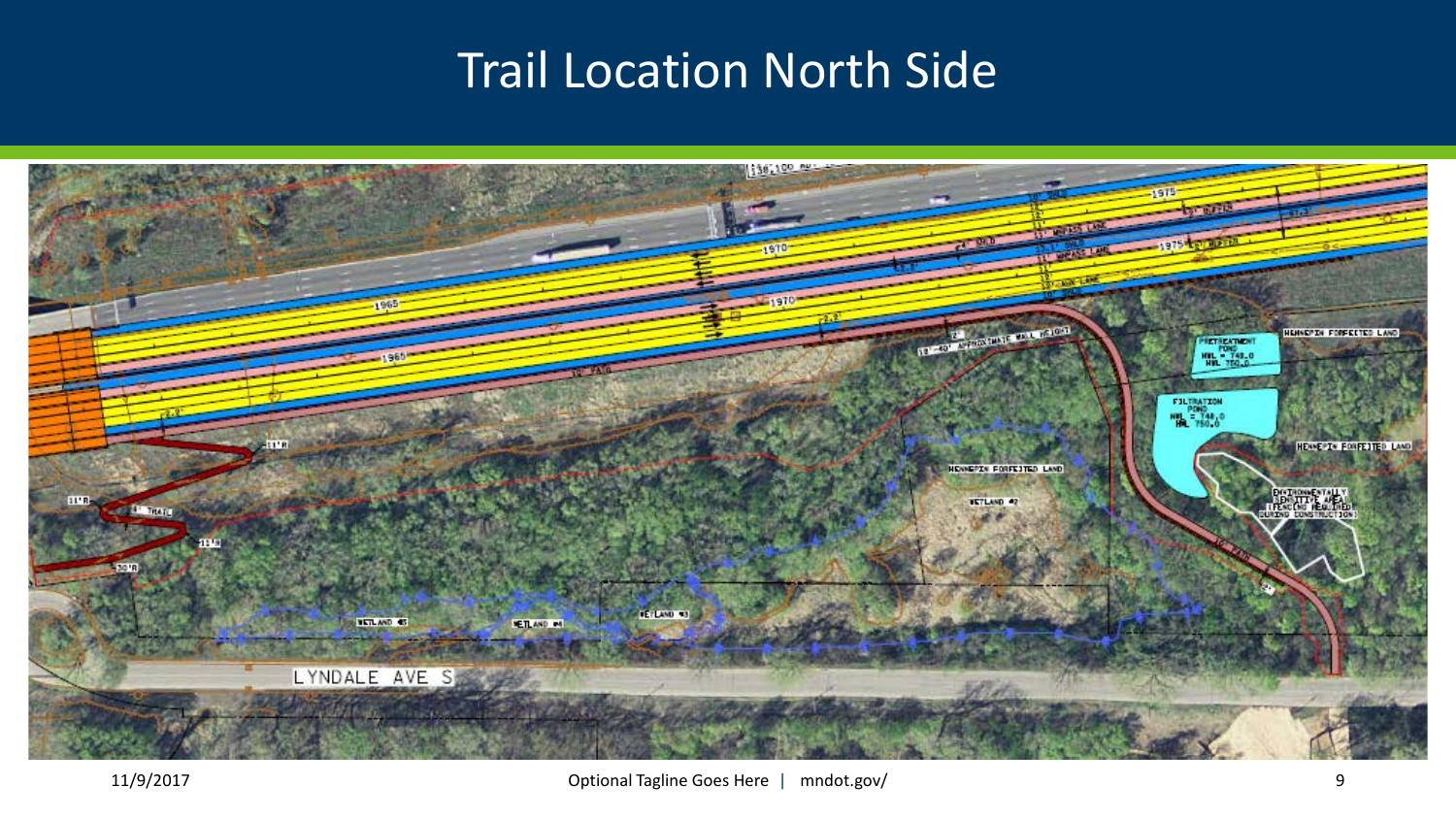# Trail Location North Side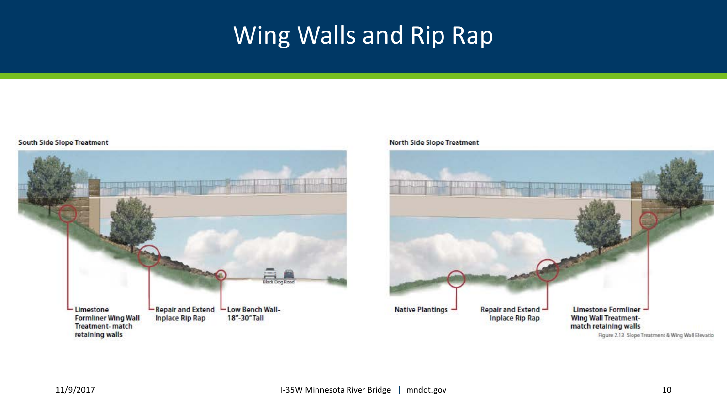# Wing Walls and Rip Rap

**South Side Slope Treatment**

Limestone Formliner Wing Wall Treatment- match retaining walls

Repair and Extend Inplace Rip Rap

Low Bench Wall- 18"-30" Tall

Black Dog Road

**North Side Slope Treatment**

Native Plantings

Repair and Extend Inplace Rip Rap

Limestone Formliner Wing Wall Treatment- match retaining walls

Figure 2.13 Slope Treatment & Wing Wall Elevatio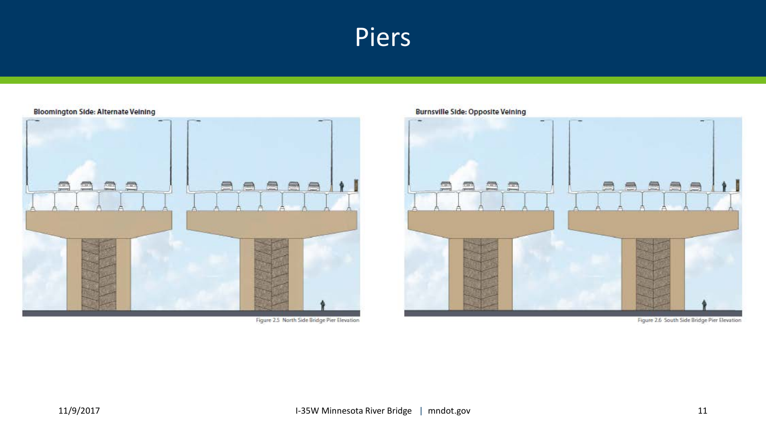# Piers

**Bloomington Side: Alternate Veining**

Figure 2.5 North Side Bridge Pier Elevation

**Burnsville Side: Opposite Veining**

Figure 2.6 South Side Bridge Pier Elevation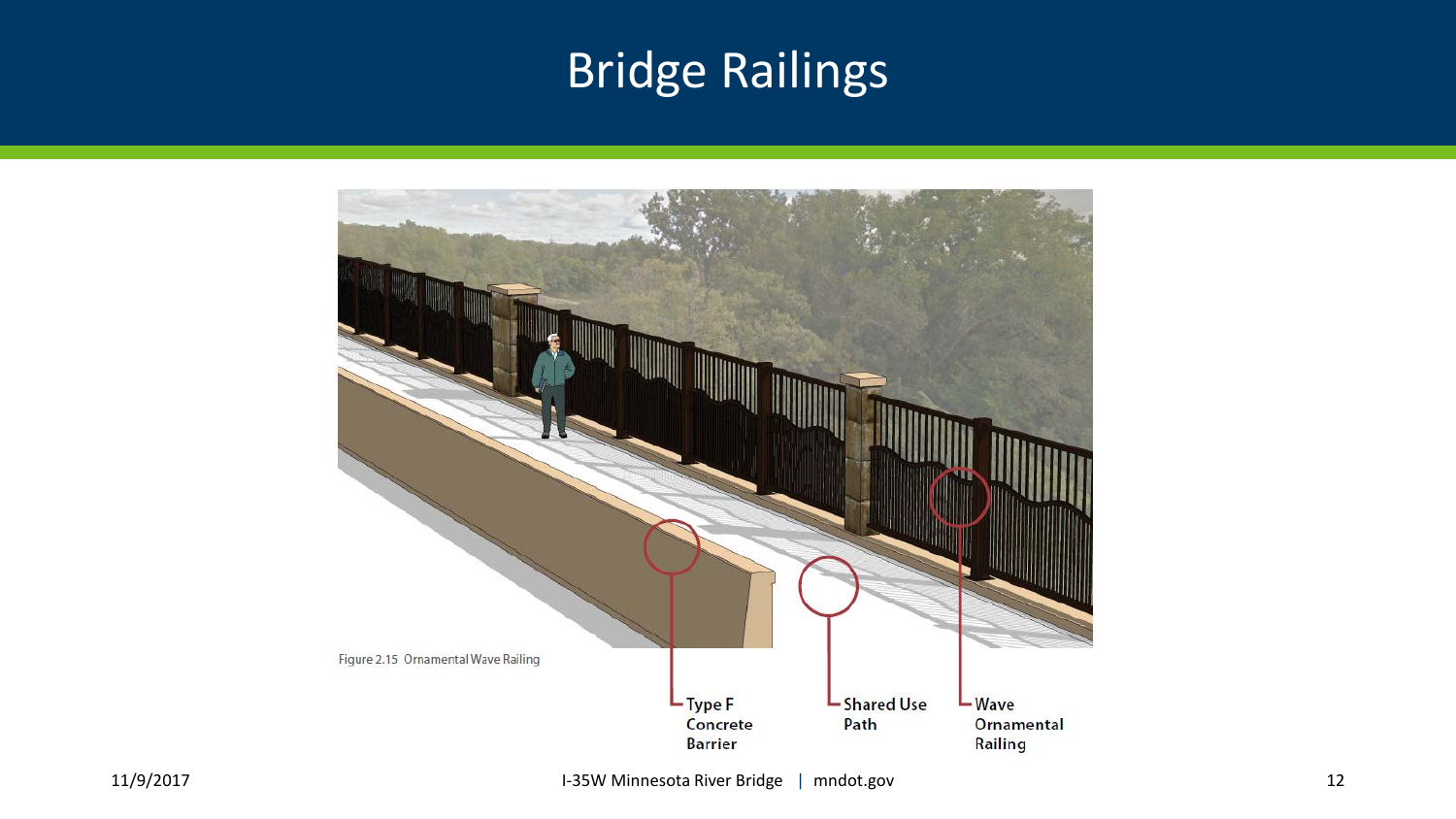# Bridge Railings

Figure 2.15 Ornamental Wave Railing

Type F Concrete Barrier

Shared Use Path

Wave Ornamental Railing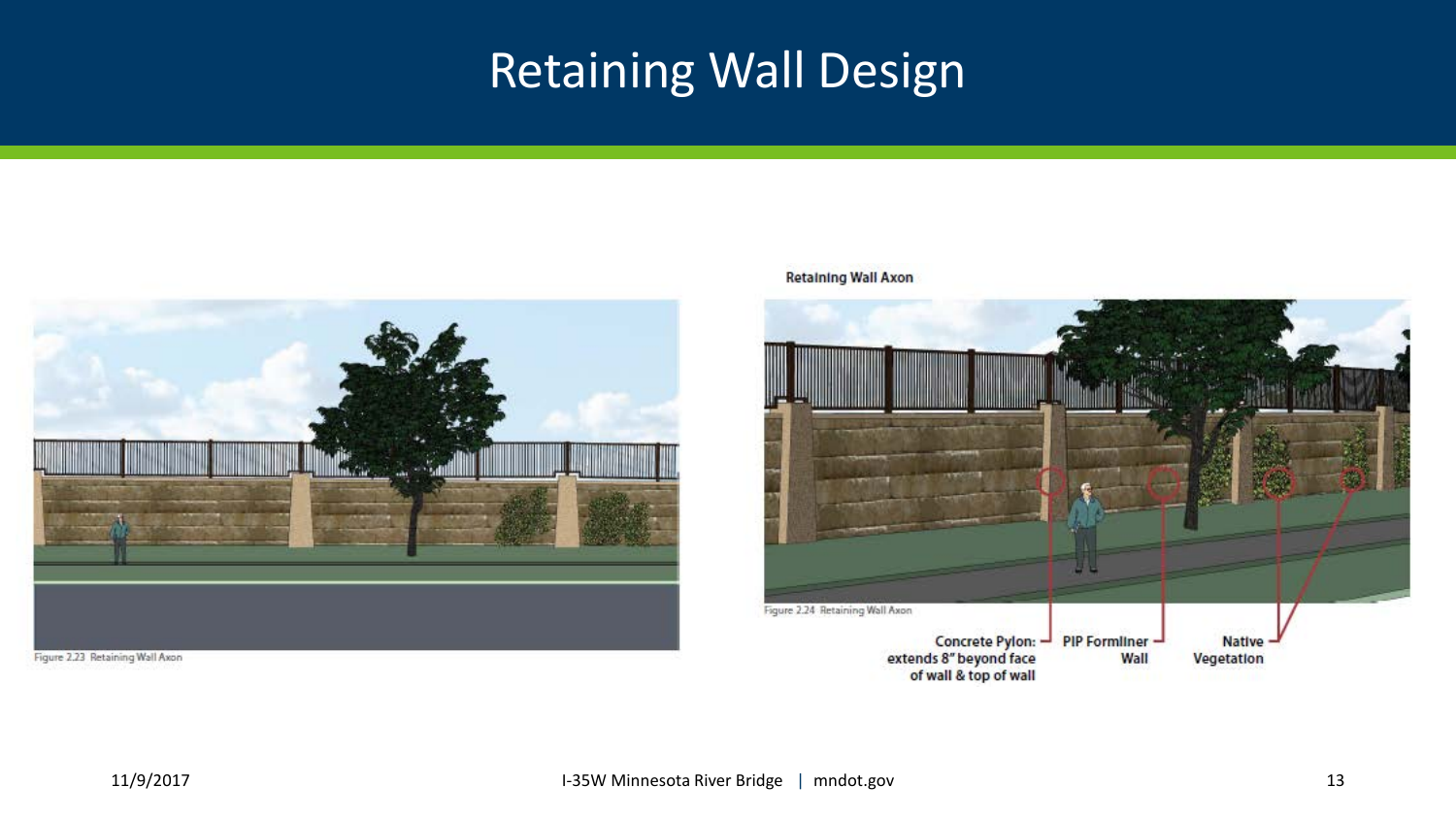# Retaining Wall Design

Figure 2.23 Retaining Wall Axon

**Retaining Wall Axon**

Figure 2.24 Retaining Wall Axon

Concrete Pylon: extends 8" beyond face of wall & top of wall

PIP Formliner Wall

Native Vegetation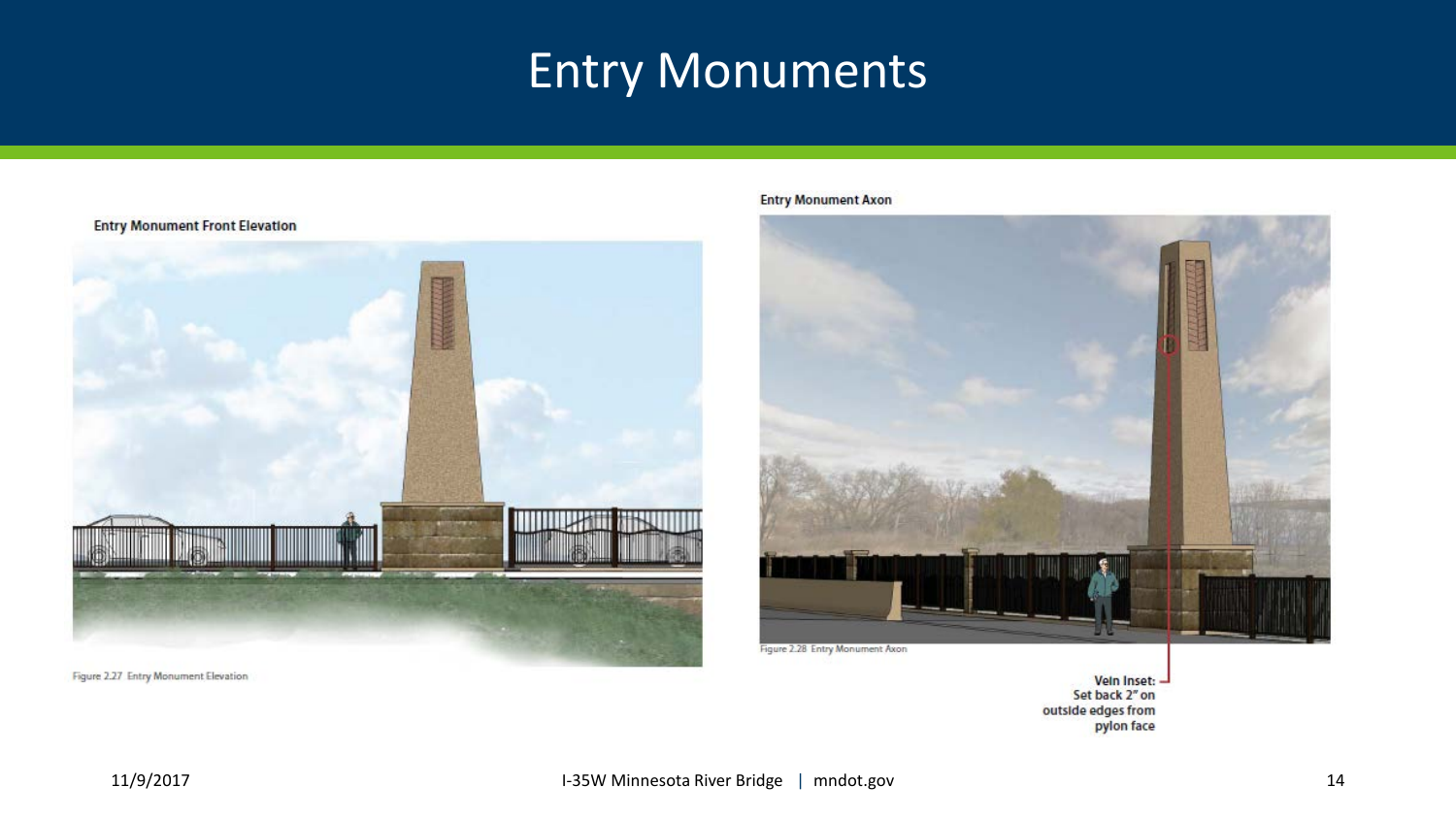# Entry Monuments

**Entry Monument Front Elevation**

Figure 2.27 Entry Monument Elevation

**Entry Monument Axon**

Figure 2.28 Entry Monument Axon

**Vein Inset:** Set back 2" on outside edges from pylon face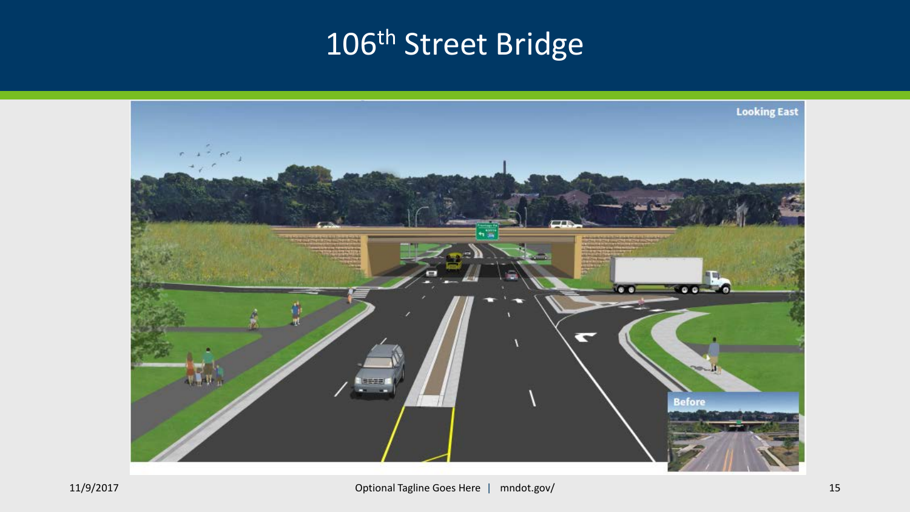# 106th Street Bridge

Looking East

Before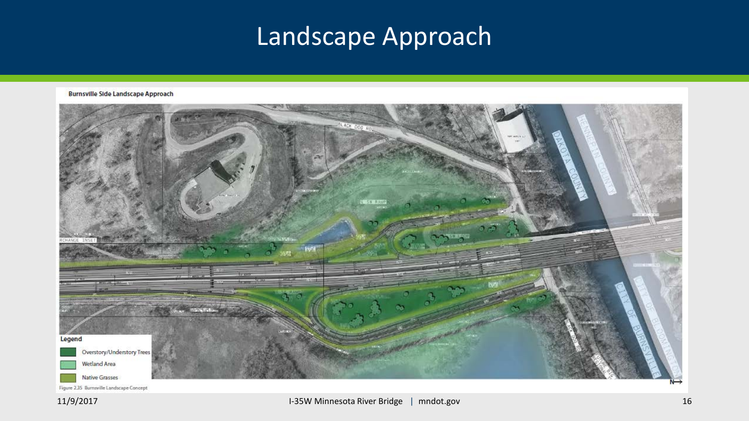# Landscape Approach

**Burnsville Side Landscape Approach**

Legend

- Overstory/Understory Trees
- Wetland Area
- Native Grasses

Figure 2.35 Burnsville Landscape Concept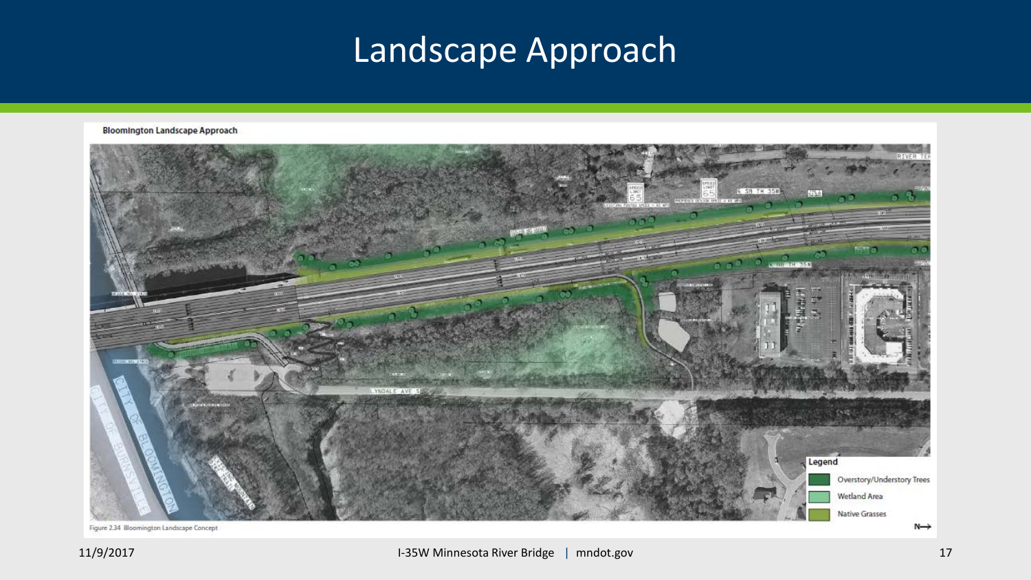# Landscape Approach

**Bloomington Landscape Approach**

RIVER TER

SB TH 35W

NB TH 35W

LYNDALE AVE S

CITY OF BURNSVILLE

CITY OF BLOOMINGTON

Legend

- Overstory/Understory Trees
- Wetland Area
- Native Grasses

N→

Figure 2.34 Bloomington Landscape Concept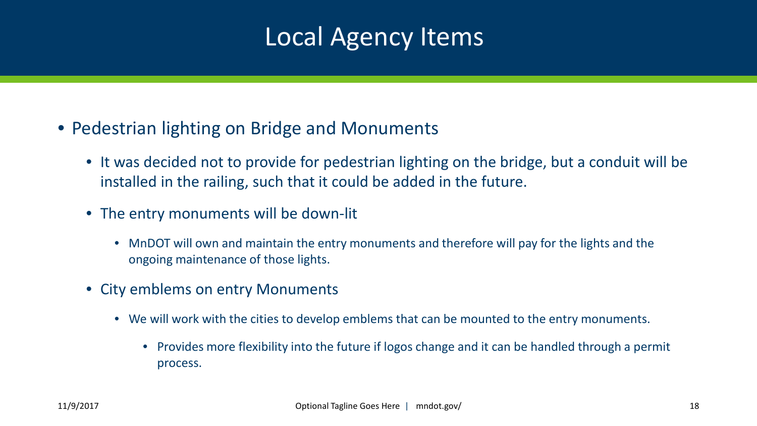# Local Agency Items

- Pedestrian lighting on Bridge and Monuments
  - It was decided not to provide for pedestrian lighting on the bridge, but a conduit will be installed in the railing, such that it could be added in the future.
  - The entry monuments will be down-lit
    - MnDOT will own and maintain the entry monuments and therefore will pay for the lights and the ongoing maintenance of those lights.
  - City emblems on entry Monuments
    - We will work with the cities to develop emblems that can be mounted to the entry monuments.
      - Provides more flexibility into the future if logos change and it can be handled through a permit process.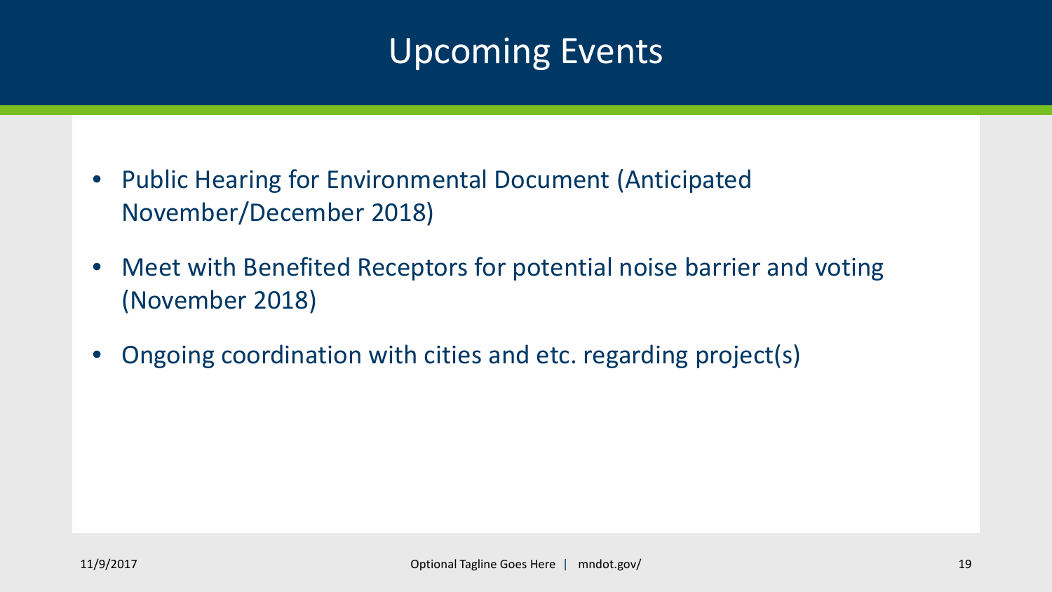# Upcoming Events

- Public Hearing for Environmental Document (Anticipated November/December 2018)
- Meet with Benefited Receptors for potential noise barrier and voting (November 2018)
- Ongoing coordination with cities and etc. regarding project(s)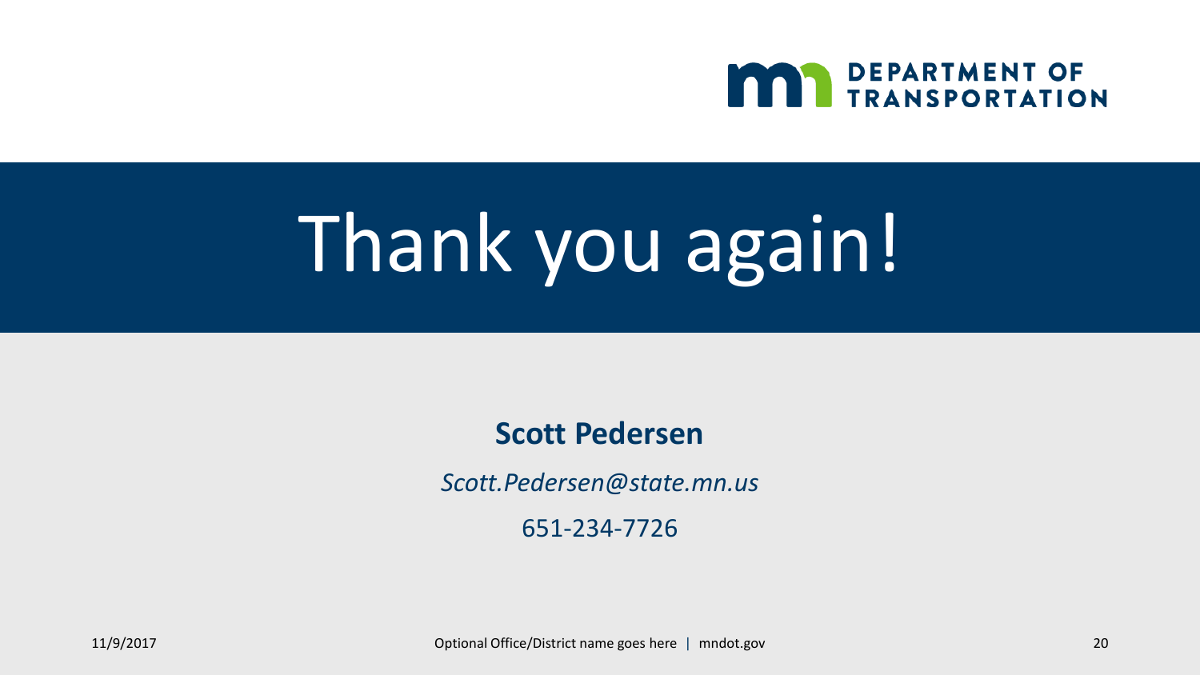DEPARTMENT OF TRANSPORTATION

# Thank you again!

**Scott Pedersen**

*Scott.Pedersen@state.mn.us*

651-234-7726